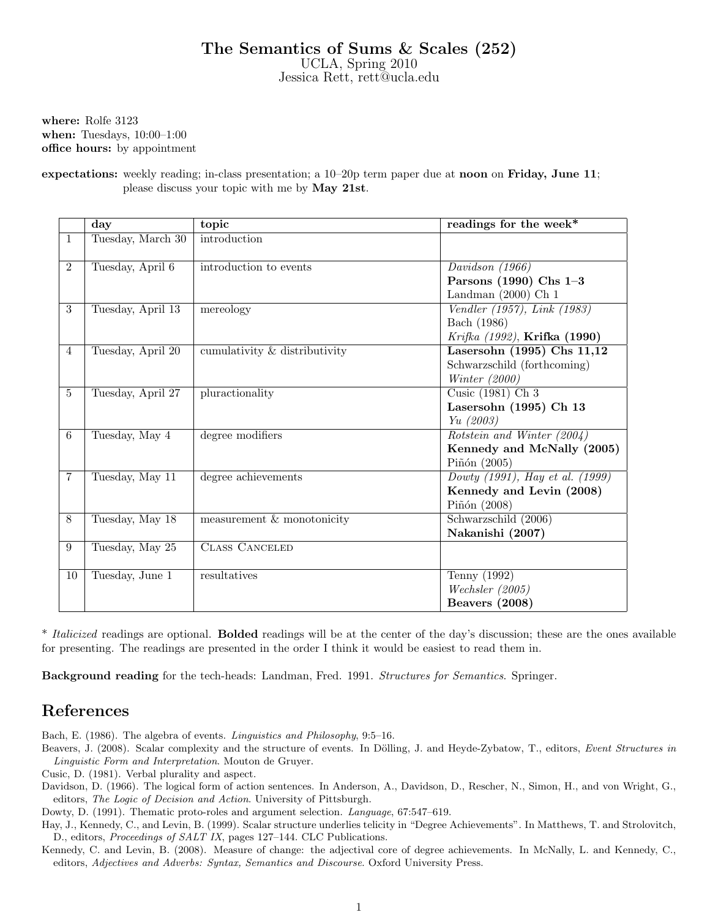# The Semantics of Sums & Scales (252)

UCLA, Spring 2010
Jessica Rett, rett@ucla.edu

**where:** Rolfe 3123
**when:** Tuesdays, 10:00–1:00
**office hours:** by appointment

**expectations:** weekly reading; in-class presentation; a 10–20p term paper due at **noon** on **Friday, June 11**; please discuss your topic with me by **May 21st**.

| | **day** | **topic** | **readings for the week*** |
|---|---|---|---|
| 1 | Tuesday, March 30 | introduction | |
| 2 | Tuesday, April 6 | introduction to events | *Davidson (1966)*<br>**Parsons (1990) Chs 1–3**<br>Landman (2000) Ch 1 |
| 3 | Tuesday, April 13 | mereology | *Vendler (1957), Link (1983)*<br>Bach (1986)<br>*Krifka (1992)*, **Krifka (1990)** |
| 4 | Tuesday, April 20 | cumulativity & distributivity | **Lasersohn (1995) Chs 11,12**<br>Schwarzschild (forthcoming)<br>*Winter (2000)* |
| 5 | Tuesday, April 27 | pluractionality | Cusic (1981) Ch 3<br>**Lasersohn (1995) Ch 13**<br>*Yu (2003)* |
| 6 | Tuesday, May 4 | degree modifiers | *Rotstein and Winter (2004)*<br>**Kennedy and McNally (2005)**<br>Piñón (2005) |
| 7 | Tuesday, May 11 | degree achievements | *Dowty (1991), Hay et al. (1999)*<br>**Kennedy and Levin (2008)**<br>Piñón (2008) |
| 8 | Tuesday, May 18 | measurement & monotonicity | Schwarzschild (2006)<br>**Nakanishi (2007)** |
| 9 | Tuesday, May 25 | CLASS CANCELED | |
| 10 | Tuesday, June 1 | resultatives | Tenny (1992)<br>*Wechsler (2005)*<br>**Beavers (2008)** |

\* *Italicized* readings are optional. **Bolded** readings will be at the center of the day's discussion; these are the ones available for presenting. The readings are presented in the order I think it would be easiest to read them in.

**Background reading** for the tech-heads: Landman, Fred. 1991. *Structures for Semantics*. Springer.

## References

Bach, E. (1986). The algebra of events. *Linguistics and Philosophy*, 9:5–16.

Beavers, J. (2008). Scalar complexity and the structure of events. In Dölling, J. and Heyde-Zybatow, T., editors, *Event Structures in Linguistic Form and Interpretation*. Mouton de Gruyer.

Cusic, D. (1981). Verbal plurality and aspect.

Davidson, D. (1966). The logical form of action sentences. In Anderson, A., Davidson, D., Rescher, N., Simon, H., and von Wright, G., editors, *The Logic of Decision and Action*. University of Pittsburgh.

Dowty, D. (1991). Thematic proto-roles and argument selection. *Language*, 67:547–619.

Hay, J., Kennedy, C., and Levin, B. (1999). Scalar structure underlies telicity in "Degree Achievements". In Matthews, T. and Strolovitch, D., editors, *Proceedings of SALT IX*, pages 127–144. CLC Publications.

Kennedy, C. and Levin, B. (2008). Measure of change: the adjectival core of degree achievements. In McNally, L. and Kennedy, C., editors, *Adjectives and Adverbs: Syntax, Semantics and Discourse*. Oxford University Press.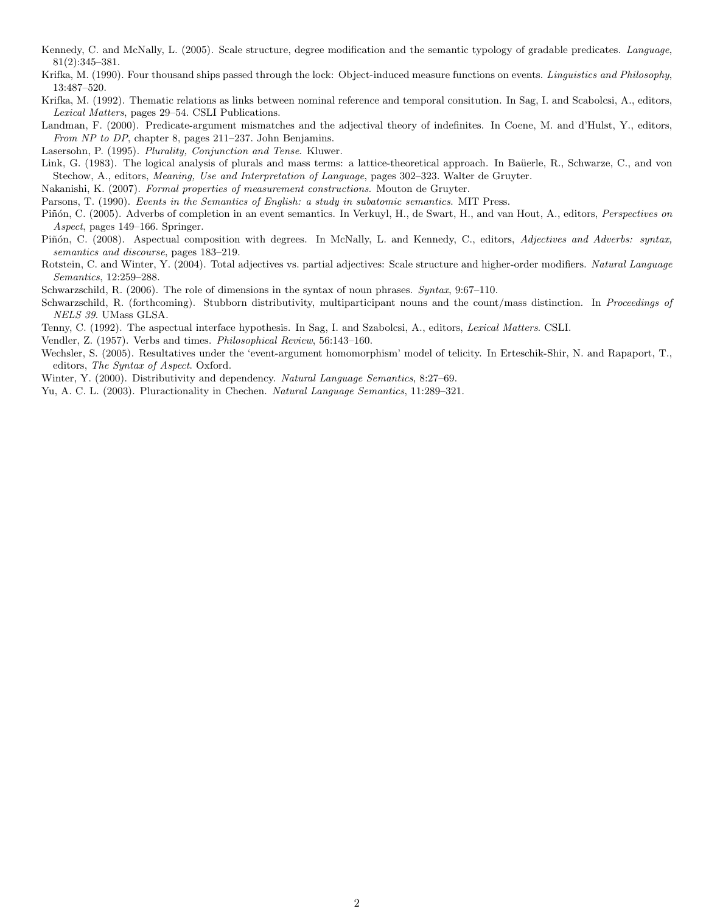Kennedy, C. and McNally, L. (2005). Scale structure, degree modification and the semantic typology of gradable predicates. *Language*, 81(2):345–381.

Krifka, M. (1990). Four thousand ships passed through the lock: Object-induced measure functions on events. *Linguistics and Philosophy*, 13:487–520.

Krifka, M. (1992). Thematic relations as links between nominal reference and temporal consitution. In Sag, I. and Scabolcsi, A., editors, *Lexical Matters*, pages 29–54. CSLI Publications.

Landman, F. (2000). Predicate-argument mismatches and the adjectival theory of indefinites. In Coene, M. and d'Hulst, Y., editors, *From NP to DP*, chapter 8, pages 211–237. John Benjamins.

Lasersohn, P. (1995). *Plurality, Conjunction and Tense*. Kluwer.

Link, G. (1983). The logical analysis of plurals and mass terms: a lattice-theoretical approach. In Baüerle, R., Schwarze, C., and von Stechow, A., editors, *Meaning, Use and Interpretation of Language*, pages 302–323. Walter de Gruyter.

Nakanishi, K. (2007). *Formal properties of measurement constructions*. Mouton de Gruyter.

Parsons, T. (1990). *Events in the Semantics of English: a study in subatomic semantics*. MIT Press.

Piñón, C. (2005). Adverbs of completion in an event semantics. In Verkuyl, H., de Swart, H., and van Hout, A., editors, *Perspectives on Aspect*, pages 149–166. Springer.

Piñón, C. (2008). Aspectual composition with degrees. In McNally, L. and Kennedy, C., editors, *Adjectives and Adverbs: syntax, semantics and discourse*, pages 183–219.

Rotstein, C. and Winter, Y. (2004). Total adjectives vs. partial adjectives: Scale structure and higher-order modifiers. *Natural Language Semantics*, 12:259–288.

Schwarzschild, R. (2006). The role of dimensions in the syntax of noun phrases. *Syntax*, 9:67–110.

Schwarzschild, R. (forthcoming). Stubborn distributivity, multiparticipant nouns and the count/mass distinction. In *Proceedings of NELS 39*. UMass GLSA.

Tenny, C. (1992). The aspectual interface hypothesis. In Sag, I. and Szabolcsi, A., editors, *Lexical Matters*. CSLI.

Vendler, Z. (1957). Verbs and times. *Philosophical Review*, 56:143–160.

Wechsler, S. (2005). Resultatives under the 'event-argument homomorphism' model of telicity. In Erteschik-Shir, N. and Rapaport, T., editors, *The Syntax of Aspect*. Oxford.

Winter, Y. (2000). Distributivity and dependency. *Natural Language Semantics*, 8:27–69.

Yu, A. C. L. (2003). Pluractionality in Chechen. *Natural Language Semantics*, 11:289–321.